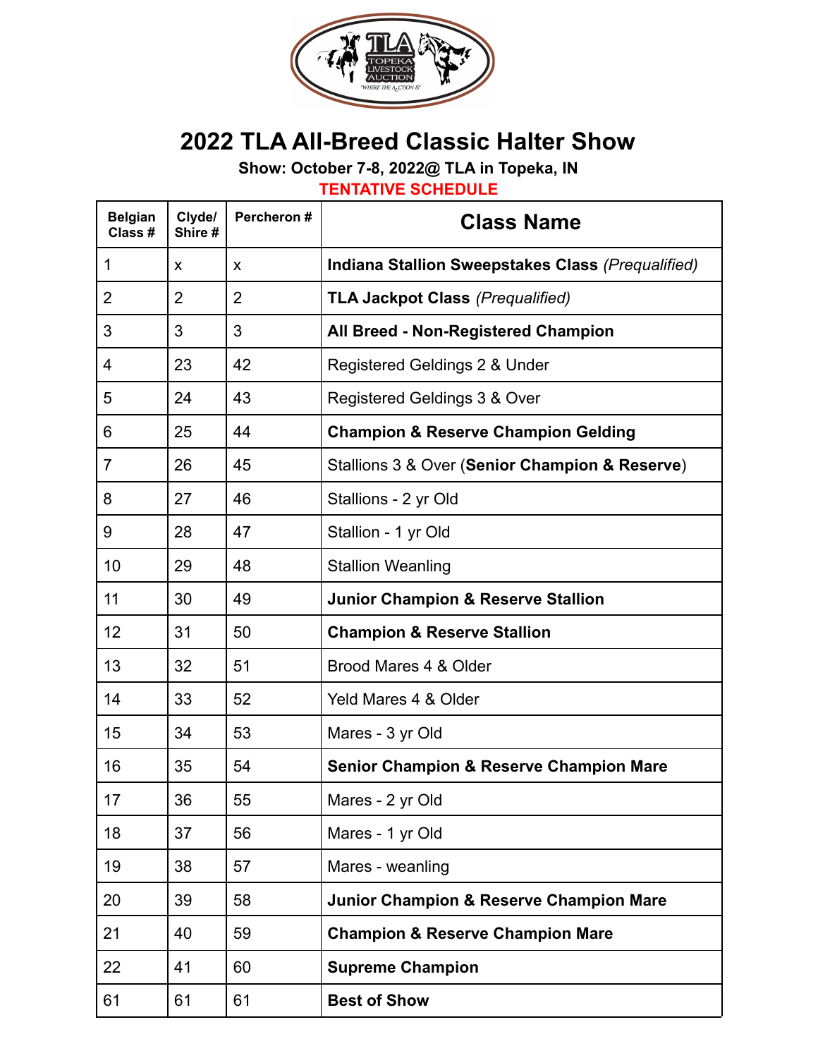# 2022 TLA All-Breed Classic Halter Show

**Show: October 7-8, 2022@ TLA in Topeka, IN**

**TENTATIVE SCHEDULE**

| Belgian Class # | Clyde/ Shire # | Percheron # | Class Name |
|---|---|---|---|
| 1 | x | x | **Indiana Stallion Sweepstakes Class** *(Prequalified)* |
| 2 | 2 | 2 | **TLA Jackpot Class** *(Prequalified)* |
| 3 | 3 | 3 | **All Breed - Non-Registered Champion** |
| 4 | 23 | 42 | Registered Geldings 2 & Under |
| 5 | 24 | 43 | Registered Geldings 3 & Over |
| 6 | 25 | 44 | **Champion & Reserve Champion Gelding** |
| 7 | 26 | 45 | Stallions 3 & Over (**Senior Champion & Reserve**) |
| 8 | 27 | 46 | Stallions - 2 yr Old |
| 9 | 28 | 47 | Stallion - 1 yr Old |
| 10 | 29 | 48 | Stallion Weanling |
| 11 | 30 | 49 | **Junior Champion & Reserve Stallion** |
| 12 | 31 | 50 | **Champion & Reserve Stallion** |
| 13 | 32 | 51 | Brood Mares 4 & Older |
| 14 | 33 | 52 | Yeld Mares 4 & Older |
| 15 | 34 | 53 | Mares - 3 yr Old |
| 16 | 35 | 54 | **Senior Champion & Reserve Champion Mare** |
| 17 | 36 | 55 | Mares - 2 yr Old |
| 18 | 37 | 56 | Mares - 1 yr Old |
| 19 | 38 | 57 | Mares - weanling |
| 20 | 39 | 58 | **Junior Champion & Reserve Champion Mare** |
| 21 | 40 | 59 | **Champion & Reserve Champion Mare** |
| 22 | 41 | 60 | **Supreme Champion** |
| 61 | 61 | 61 | **Best of Show** |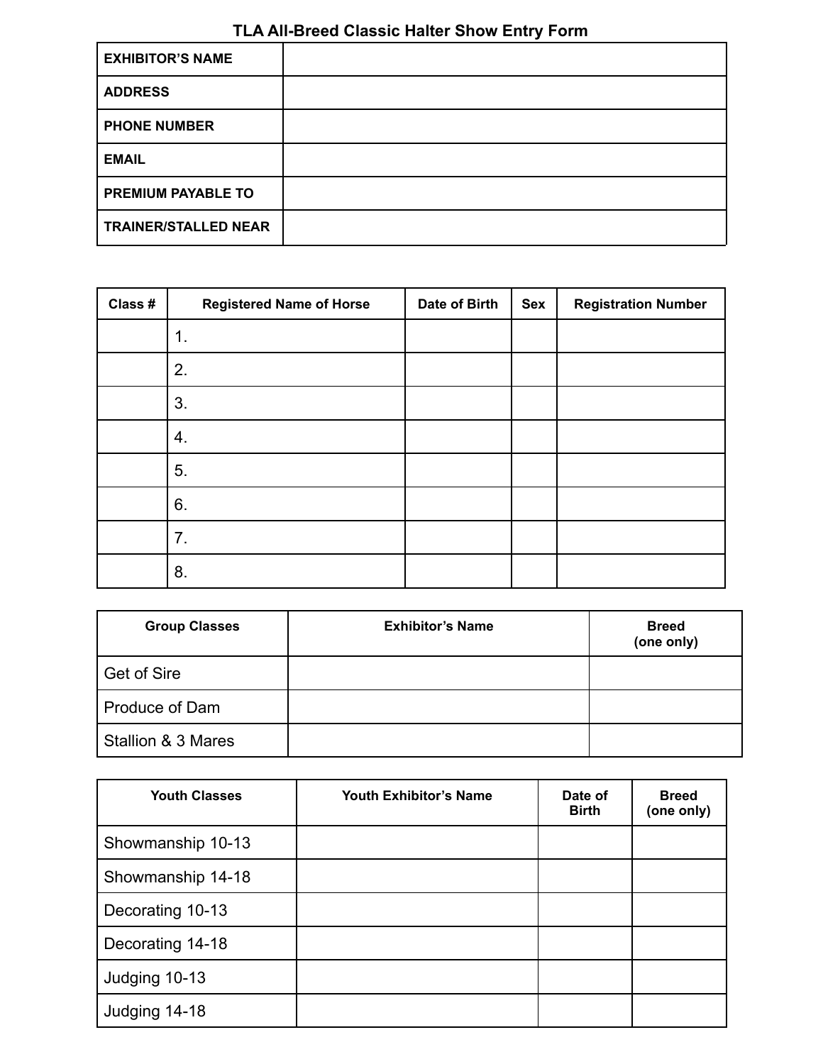# TLA All-Breed Classic Halter Show Entry Form

| EXHIBITOR'S NAME | |
|---|---|
| ADDRESS | |
| PHONE NUMBER | |
| EMAIL | |
| PREMIUM PAYABLE TO | |
| TRAINER/STALLED NEAR | |

| Class # | Registered Name of Horse | Date of Birth | Sex | Registration Number |
|---|---|---|---|---|
| | 1. | | | |
| | 2. | | | |
| | 3. | | | |
| | 4. | | | |
| | 5. | | | |
| | 6. | | | |
| | 7. | | | |
| | 8. | | | |

| Group Classes | Exhibitor's Name | Breed (one only) |
|---|---|---|
| Get of Sire | | |
| Produce of Dam | | |
| Stallion & 3 Mares | | |

| Youth Classes | Youth Exhibitor's Name | Date of Birth | Breed (one only) |
|---|---|---|---|
| Showmanship 10-13 | | | |
| Showmanship 14-18 | | | |
| Decorating 10-13 | | | |
| Decorating 14-18 | | | |
| Judging 10-13 | | | |
| Judging 14-18 | | | |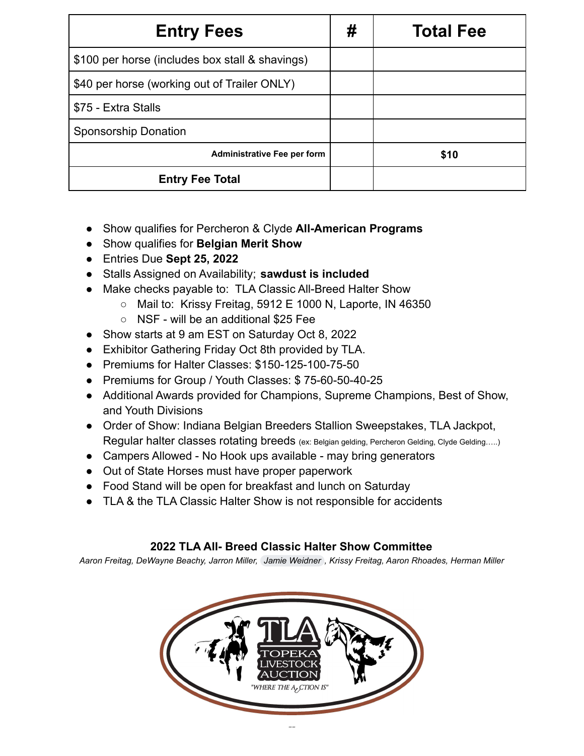| Entry Fees | # | Total Fee |
|---|---|---|
| $100 per horse (includes box stall & shavings) | | |
| $40 per horse (working out of Trailer ONLY) | | |
| $75 - Extra Stalls | | |
| Sponsorship Donation | | |
| **Administrative Fee per form** | | **$10** |
| **Entry Fee Total** | | |

- Show qualifies for Percheron & Clyde **All-American Programs**
- Show qualifies for **Belgian Merit Show**
- Entries Due **Sept 25, 2022**
- Stalls Assigned on Availability; **sawdust is included**
- Make checks payable to: TLA Classic All-Breed Halter Show
  - Mail to: Krissy Freitag, 5912 E 1000 N, Laporte, IN 46350
  - NSF - will be an additional $25 Fee
- Show starts at 9 am EST on Saturday Oct 8, 2022
- Exhibitor Gathering Friday Oct 8th provided by TLA.
- Premiums for Halter Classes: $150-125-100-75-50
- Premiums for Group / Youth Classes: $ 75-60-50-40-25
- Additional Awards provided for Champions, Supreme Champions, Best of Show, and Youth Divisions
- Order of Show: Indiana Belgian Breeders Stallion Sweepstakes, TLA Jackpot, Regular halter classes rotating breeds (ex: Belgian gelding, Percheron Gelding, Clyde Gelding…..)
- Campers Allowed - No Hook ups available - may bring generators
- Out of State Horses must have proper paperwork
- Food Stand will be open for breakfast and lunch on Saturday
- TLA & the TLA Classic Halter Show is not responsible for accidents

**2022 TLA All- Breed Classic Halter Show Committee**

*Aaron Freitag, DeWayne Beachy, Jarron Miller, Jamie Weidner , Krissy Freitag, Aaron Rhoades, Herman Miller*

TLA
TOPEKA LIVESTOCK AUCTION
"WHERE THE ACTION IS"